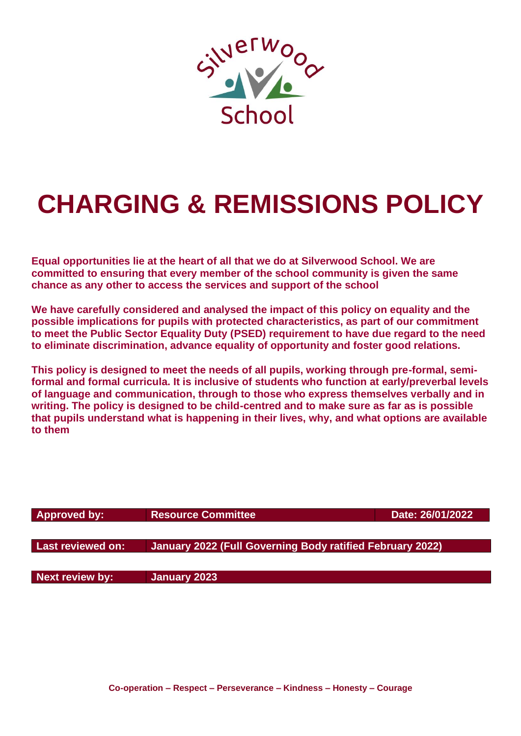Silverwood School

# CHARGING & REMISSIONS POLICY

**Equal opportunities lie at the heart of all that we do at Silverwood School. We are committed to ensuring that every member of the school community is given the same chance as any other to access the services and support of the school**

**We have carefully considered and analysed the impact of this policy on equality and the possible implications for pupils with protected characteristics, as part of our commitment to meet the Public Sector Equality Duty (PSED) requirement to have due regard to the need to eliminate discrimination, advance equality of opportunity and foster good relations.**

**This policy is designed to meet the needs of all pupils, working through pre-formal, semi-formal and formal curricula. It is inclusive of students who function at early/preverbal levels of language and communication, through to those who express themselves verbally and in writing. The policy is designed to be child-centred and to make sure as far as is possible that pupils understand what is happening in their lives, why, and what options are available to them**

| Approved by: | Resource Committee | Date: 26/01/2022 |
|---|---|---|
| Last reviewed on: | January 2022 (Full Governing Body ratified February 2022) | |
| Next review by: | January 2023 | |

**Co-operation – Respect – Perseverance – Kindness – Honesty – Courage**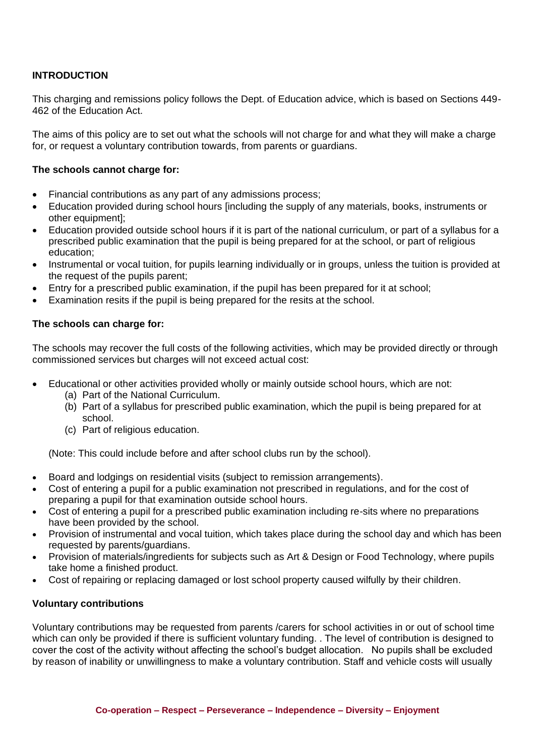**INTRODUCTION**

This charging and remissions policy follows the Dept. of Education advice, which is based on Sections 449-462 of the Education Act.

The aims of this policy are to set out what the schools will not charge for and what they will make a charge for, or request a voluntary contribution towards, from parents or guardians.

**The schools cannot charge for:**

- Financial contributions as any part of any admissions process;
- Education provided during school hours [including the supply of any materials, books, instruments or other equipment];
- Education provided outside school hours if it is part of the national curriculum, or part of a syllabus for a prescribed public examination that the pupil is being prepared for at the school, or part of religious education;
- Instrumental or vocal tuition, for pupils learning individually or in groups, unless the tuition is provided at the request of the pupils parent;
- Entry for a prescribed public examination, if the pupil has been prepared for it at school;
- Examination resits if the pupil is being prepared for the resits at the school.

**The schools can charge for:**

The schools may recover the full costs of the following activities, which may be provided directly or through commissioned services but charges will not exceed actual cost:

- Educational or other activities provided wholly or mainly outside school hours, which are not:
  (a) Part of the National Curriculum.
  (b) Part of a syllabus for prescribed public examination, which the pupil is being prepared for at school.
  (c) Part of religious education.

  (Note: This could include before and after school clubs run by the school).

- Board and lodgings on residential visits (subject to remission arrangements).
- Cost of entering a pupil for a public examination not prescribed in regulations, and for the cost of preparing a pupil for that examination outside school hours.
- Cost of entering a pupil for a prescribed public examination including re-sits where no preparations have been provided by the school.
- Provision of instrumental and vocal tuition, which takes place during the school day and which has been requested by parents/guardians.
- Provision of materials/ingredients for subjects such as Art & Design or Food Technology, where pupils take home a finished product.
- Cost of repairing or replacing damaged or lost school property caused wilfully by their children.

**Voluntary contributions**

Voluntary contributions may be requested from parents /carers for school activities in or out of school time which can only be provided if there is sufficient voluntary funding. . The level of contribution is designed to cover the cost of the activity without affecting the school's budget allocation. No pupils shall be excluded by reason of inability or unwillingness to make a voluntary contribution. Staff and vehicle costs will usually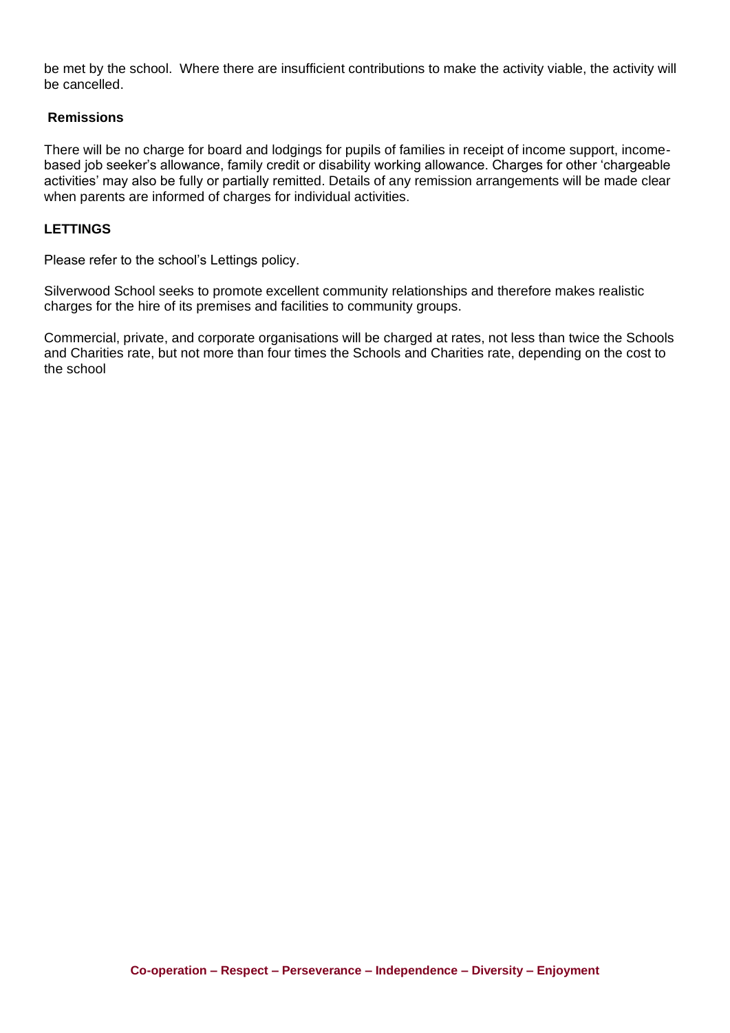be met by the school. Where there are insufficient contributions to make the activity viable, the activity will be cancelled.

### Remissions

There will be no charge for board and lodgings for pupils of families in receipt of income support, income-based job seeker's allowance, family credit or disability working allowance. Charges for other 'chargeable activities' may also be fully or partially remitted. Details of any remission arrangements will be made clear when parents are informed of charges for individual activities.

## LETTINGS

Please refer to the school's Lettings policy.

Silverwood School seeks to promote excellent community relationships and therefore makes realistic charges for the hire of its premises and facilities to community groups.

Commercial, private, and corporate organisations will be charged at rates, not less than twice the Schools and Charities rate, but not more than four times the Schools and Charities rate, depending on the cost to the school